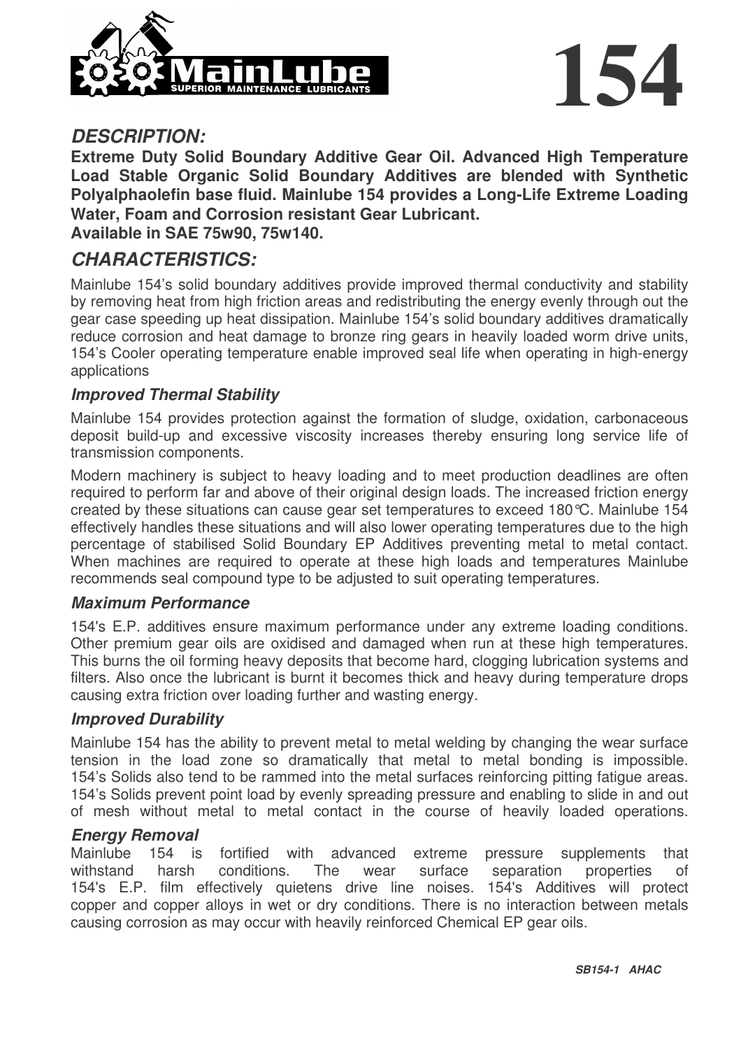MainLube

SUPERIOR MAINTENANCE LUBRICANTS

# 154

## DESCRIPTION:

**Extreme Duty Solid Boundary Additive Gear Oil. Advanced High Temperature Load Stable Organic Solid Boundary Additives are blended with Synthetic Polyalphaolefin base fluid. Mainlube 154 provides a Long-Life Extreme Loading Water, Foam and Corrosion resistant Gear Lubricant.**
**Available in SAE 75w90, 75w140.**

## CHARACTERISTICS:

Mainlube 154's solid boundary additives provide improved thermal conductivity and stability by removing heat from high friction areas and redistributing the energy evenly through out the gear case speeding up heat dissipation. Mainlube 154's solid boundary additives dramatically reduce corrosion and heat damage to bronze ring gears in heavily loaded worm drive units, 154's Cooler operating temperature enable improved seal life when operating in high-energy applications

### Improved Thermal Stability

Mainlube 154 provides protection against the formation of sludge, oxidation, carbonaceous deposit build-up and excessive viscosity increases thereby ensuring long service life of transmission components.

Modern machinery is subject to heavy loading and to meet production deadlines are often required to perform far and above of their original design loads. The increased friction energy created by these situations can cause gear set temperatures to exceed 180°C. Mainlube 154 effectively handles these situations and will also lower operating temperatures due to the high percentage of stabilised Solid Boundary EP Additives preventing metal to metal contact. When machines are required to operate at these high loads and temperatures Mainlube recommends seal compound type to be adjusted to suit operating temperatures.

### Maximum Performance

154's E.P. additives ensure maximum performance under any extreme loading conditions. Other premium gear oils are oxidised and damaged when run at these high temperatures. This burns the oil forming heavy deposits that become hard, clogging lubrication systems and filters. Also once the lubricant is burnt it becomes thick and heavy during temperature drops causing extra friction over loading further and wasting energy.

### Improved Durability

Mainlube 154 has the ability to prevent metal to metal welding by changing the wear surface tension in the load zone so dramatically that metal to metal bonding is impossible. 154's Solids also tend to be rammed into the metal surfaces reinforcing pitting fatigue areas. 154's Solids prevent point load by evenly spreading pressure and enabling to slide in and out of mesh without metal to metal contact in the course of heavily loaded operations.

### Energy Removal

Mainlube 154 is fortified with advanced extreme pressure supplements that withstand harsh conditions. The wear surface separation properties of 154's E.P. film effectively quietens drive line noises. 154's Additives will protect copper and copper alloys in wet or dry conditions. There is no interaction between metals causing corrosion as may occur with heavily reinforced Chemical EP gear oils.

***SB154-1 AHAC***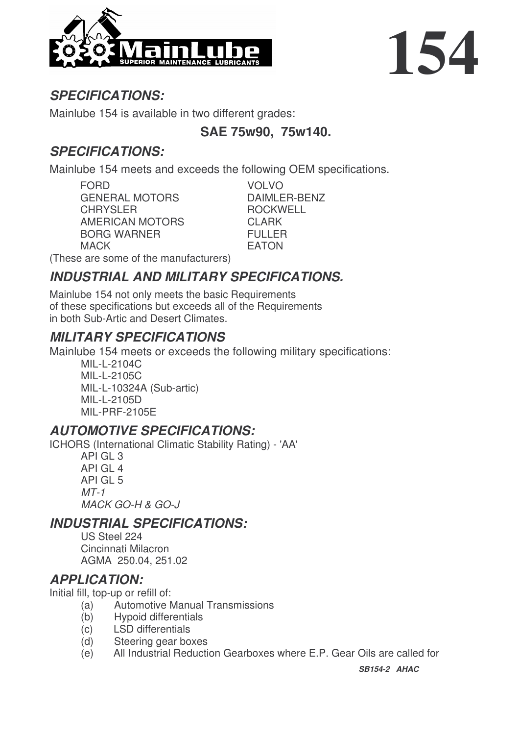# 154

## *SPECIFICATIONS:*

Mainlube 154 is available in two different grades:

**SAE 75w90, 75w140.**

## *SPECIFICATIONS:*

Mainlube 154 meets and exceeds the following OEM specifications.

| | |
|---|---|
| FORD | VOLVO |
| GENERAL MOTORS | DAIMLER-BENZ |
| CHRYSLER | ROCKWELL |
| AMERICAN MOTORS | CLARK |
| BORG WARNER | FULLER |
| MACK | EATON |

(These are some of the manufacturers)

## *INDUSTRIAL AND MILITARY SPECIFICATIONS.*

Mainlube 154 not only meets the basic Requirements of these specifications but exceeds all of the Requirements in both Sub-Artic and Desert Climates.

## *MILITARY SPECIFICATIONS*

Mainlube 154 meets or exceeds the following military specifications:

- MIL-L-2104C
- MIL-L-2105C
- MIL-L-10324A (Sub-artic)
- MIL-L-2105D
- MIL-PRF-2105E

## *AUTOMOTIVE SPECIFICATIONS:*

ICHORS (International Climatic Stability Rating) - 'AA'

- API GL 3
- API GL 4
- API GL 5
- *MT-1*
- *MACK GO-H & GO-J*

## *INDUSTRIAL SPECIFICATIONS:*

- US Steel 224
- Cincinnati Milacron
- AGMA 250.04, 251.02

## *APPLICATION:*

Initial fill, top-up or refill of:

- (a) Automotive Manual Transmissions
- (b) Hypoid differentials
- (c) LSD differentials
- (d) Steering gear boxes
- (e) All Industrial Reduction Gearboxes where E.P. Gear Oils are called for

***SB154-2 AHAC***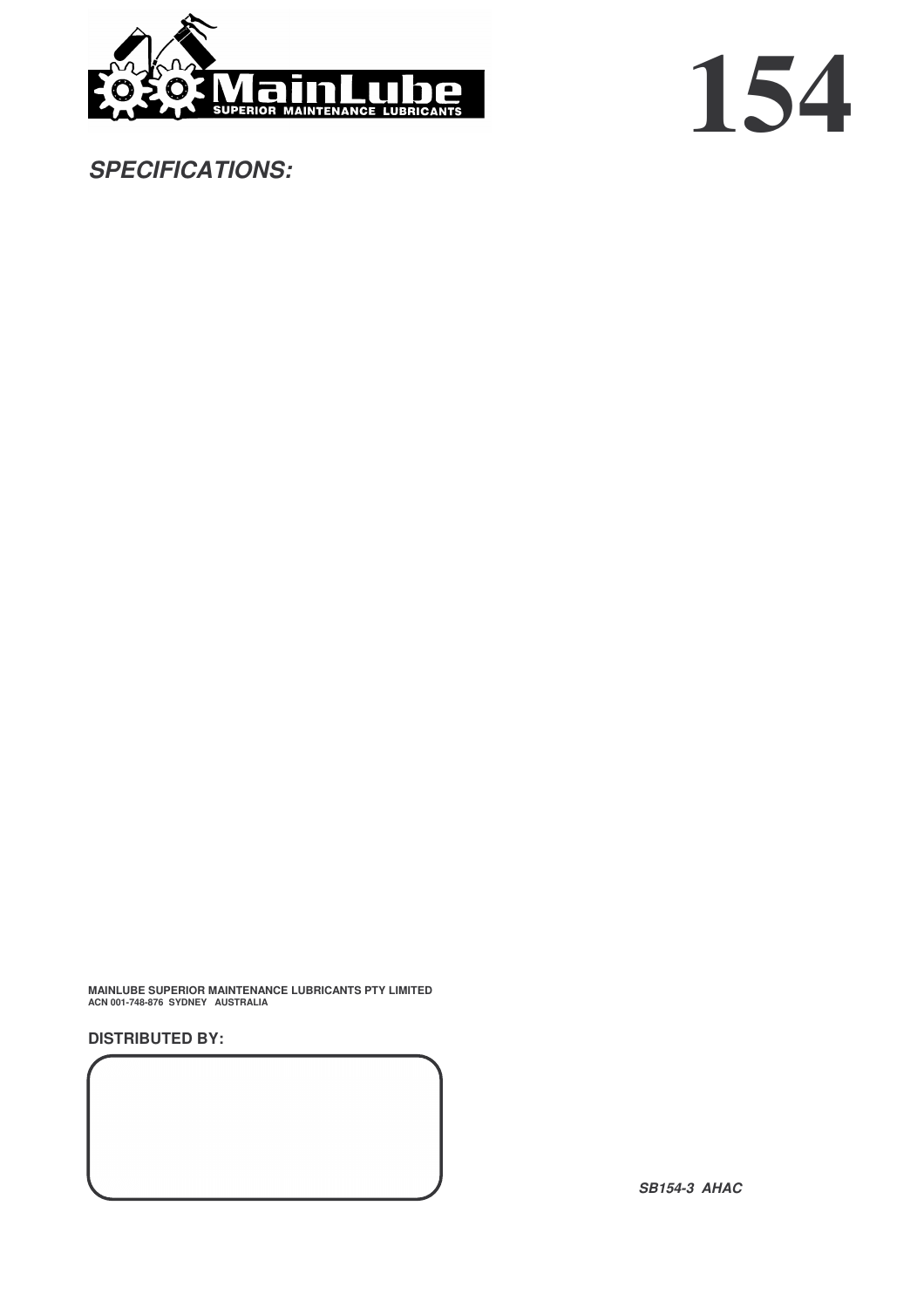# 154

***SPECIFICATIONS:***

**MAINLUBE SUPERIOR MAINTENANCE LUBRICANTS PTY LIMITED**
**ACN 001-748-876 SYDNEY AUSTRALIA**

**DISTRIBUTED BY:**

***SB154-3 AHAC***